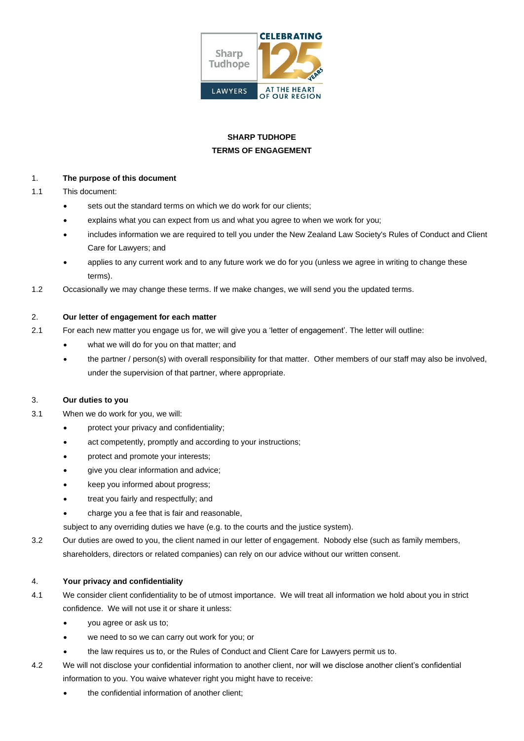# SHARP TUDHOPE
# TERMS OF ENGAGEMENT

## 1. The purpose of this document

1.1 This document:

- sets out the standard terms on which we do work for our clients;
- explains what you can expect from us and what you agree to when we work for you;
- includes information we are required to tell you under the New Zealand Law Society's Rules of Conduct and Client Care for Lawyers; and
- applies to any current work and to any future work we do for you (unless we agree in writing to change these terms).

1.2 Occasionally we may change these terms. If we make changes, we will send you the updated terms.

## 2. Our letter of engagement for each matter

2.1 For each new matter you engage us for, we will give you a 'letter of engagement'. The letter will outline:

- what we will do for you on that matter; and
- the partner / person(s) with overall responsibility for that matter. Other members of our staff may also be involved, under the supervision of that partner, where appropriate.

## 3. Our duties to you

3.1 When we do work for you, we will:

- protect your privacy and confidentiality;
- act competently, promptly and according to your instructions;
- protect and promote your interests;
- give you clear information and advice;
- keep you informed about progress;
- treat you fairly and respectfully; and
- charge you a fee that is fair and reasonable,

subject to any overriding duties we have (e.g. to the courts and the justice system).

3.2 Our duties are owed to you, the client named in our letter of engagement. Nobody else (such as family members, shareholders, directors or related companies) can rely on our advice without our written consent.

## 4. Your privacy and confidentiality

4.1 We consider client confidentiality to be of utmost importance. We will treat all information we hold about you in strict confidence. We will not use it or share it unless:

- you agree or ask us to;
- we need to so we can carry out work for you; or
- the law requires us to, or the Rules of Conduct and Client Care for Lawyers permit us to.

4.2 We will not disclose your confidential information to another client, nor will we disclose another client's confidential information to you. You waive whatever right you might have to receive:

- the confidential information of another client;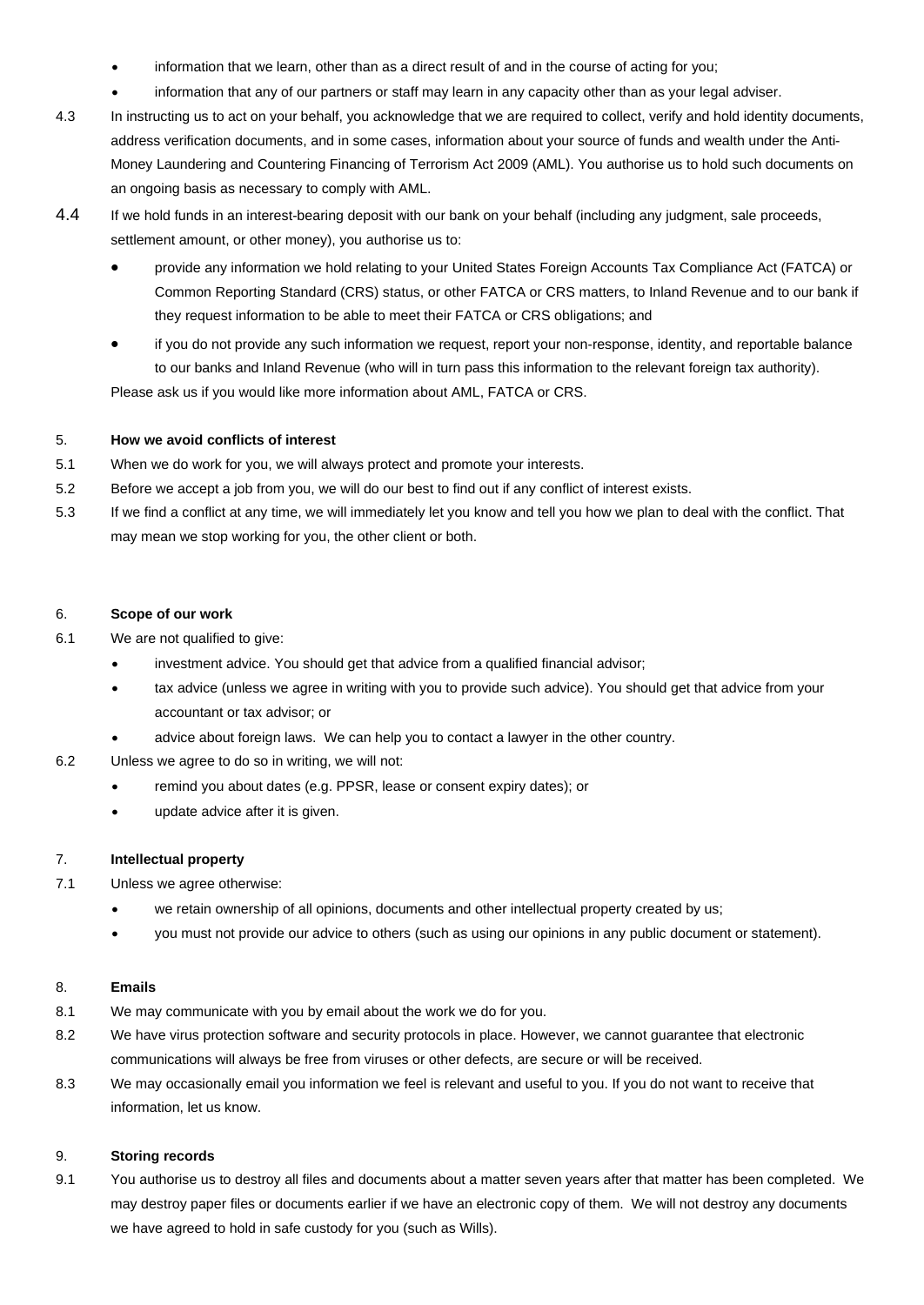- information that we learn, other than as a direct result of and in the course of acting for you;
- information that any of our partners or staff may learn in any capacity other than as your legal adviser.

4.3 In instructing us to act on your behalf, you acknowledge that we are required to collect, verify and hold identity documents, address verification documents, and in some cases, information about your source of funds and wealth under the Anti-Money Laundering and Countering Financing of Terrorism Act 2009 (AML). You authorise us to hold such documents on an ongoing basis as necessary to comply with AML.

4.4 If we hold funds in an interest-bearing deposit with our bank on your behalf (including any judgment, sale proceeds, settlement amount, or other money), you authorise us to:

- provide any information we hold relating to your United States Foreign Accounts Tax Compliance Act (FATCA) or Common Reporting Standard (CRS) status, or other FATCA or CRS matters, to Inland Revenue and to our bank if they request information to be able to meet their FATCA or CRS obligations; and
- if you do not provide any such information we request, report your non-response, identity, and reportable balance to our banks and Inland Revenue (who will in turn pass this information to the relevant foreign tax authority).

Please ask us if you would like more information about AML, FATCA or CRS.

5. **How we avoid conflicts of interest**

5.1 When we do work for you, we will always protect and promote your interests.

5.2 Before we accept a job from you, we will do our best to find out if any conflict of interest exists.

5.3 If we find a conflict at any time, we will immediately let you know and tell you how we plan to deal with the conflict. That may mean we stop working for you, the other client or both.

6. **Scope of our work**

6.1 We are not qualified to give:

- investment advice. You should get that advice from a qualified financial advisor;
- tax advice (unless we agree in writing with you to provide such advice). You should get that advice from your accountant or tax advisor; or
- advice about foreign laws. We can help you to contact a lawyer in the other country.

6.2 Unless we agree to do so in writing, we will not:

- remind you about dates (e.g. PPSR, lease or consent expiry dates); or
- update advice after it is given.

7. **Intellectual property**

7.1 Unless we agree otherwise:

- we retain ownership of all opinions, documents and other intellectual property created by us;
- you must not provide our advice to others (such as using our opinions in any public document or statement).

8. **Emails**

8.1 We may communicate with you by email about the work we do for you.

8.2 We have virus protection software and security protocols in place. However, we cannot guarantee that electronic communications will always be free from viruses or other defects, are secure or will be received.

8.3 We may occasionally email you information we feel is relevant and useful to you. If you do not want to receive that information, let us know.

9. **Storing records**

9.1 You authorise us to destroy all files and documents about a matter seven years after that matter has been completed. We may destroy paper files or documents earlier if we have an electronic copy of them. We will not destroy any documents we have agreed to hold in safe custody for you (such as Wills).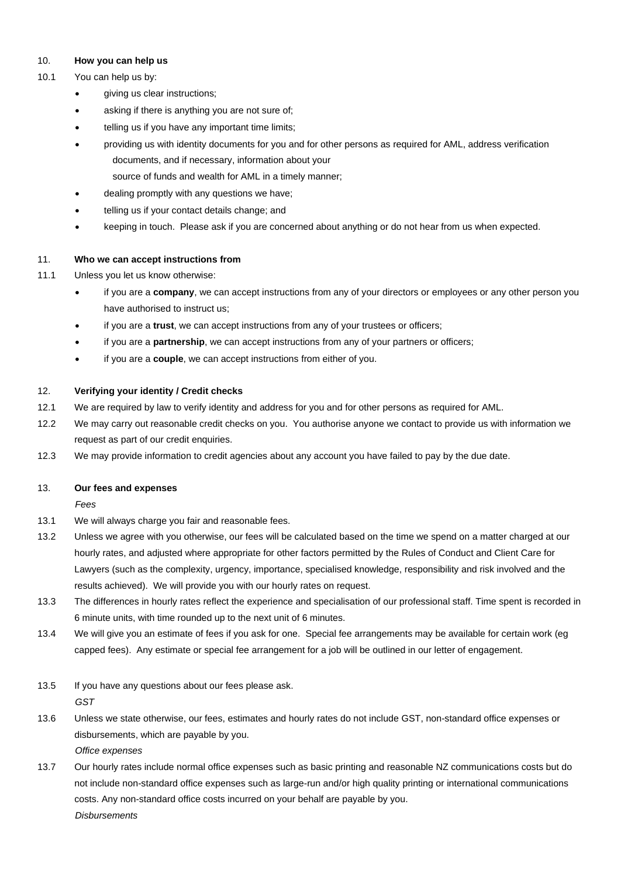## 10. How you can help us

10.1 You can help us by:

- giving us clear instructions;
- asking if there is anything you are not sure of;
- telling us if you have any important time limits;
- providing us with identity documents for you and for other persons as required for AML, address verification documents, and if necessary, information about your source of funds and wealth for AML in a timely manner;
- dealing promptly with any questions we have;
- telling us if your contact details change; and
- keeping in touch. Please ask if you are concerned about anything or do not hear from us when expected.

## 11. Who we can accept instructions from

11.1 Unless you let us know otherwise:

- if you are a **company**, we can accept instructions from any of your directors or employees or any other person you have authorised to instruct us;
- if you are a **trust**, we can accept instructions from any of your trustees or officers;
- if you are a **partnership**, we can accept instructions from any of your partners or officers;
- if you are a **couple**, we can accept instructions from either of you.

## 12. Verifying your identity / Credit checks

12.1 We are required by law to verify identity and address for you and for other persons as required for AML.

12.2 We may carry out reasonable credit checks on you. You authorise anyone we contact to provide us with information we request as part of our credit enquiries.

12.3 We may provide information to credit agencies about any account you have failed to pay by the due date.

## 13. Our fees and expenses

*Fees*

13.1 We will always charge you fair and reasonable fees.

13.2 Unless we agree with you otherwise, our fees will be calculated based on the time we spend on a matter charged at our hourly rates, and adjusted where appropriate for other factors permitted by the Rules of Conduct and Client Care for Lawyers (such as the complexity, urgency, importance, specialised knowledge, responsibility and risk involved and the results achieved). We will provide you with our hourly rates on request.

13.3 The differences in hourly rates reflect the experience and specialisation of our professional staff. Time spent is recorded in 6 minute units, with time rounded up to the next unit of 6 minutes.

13.4 We will give you an estimate of fees if you ask for one. Special fee arrangements may be available for certain work (eg capped fees). Any estimate or special fee arrangement for a job will be outlined in our letter of engagement.

13.5 If you have any questions about our fees please ask.

*GST*

13.6 Unless we state otherwise, our fees, estimates and hourly rates do not include GST, non-standard office expenses or disbursements, which are payable by you.

*Office expenses*

13.7 Our hourly rates include normal office expenses such as basic printing and reasonable NZ communications costs but do not include non-standard office expenses such as large-run and/or high quality printing or international communications costs. Any non-standard office costs incurred on your behalf are payable by you.

*Disbursements*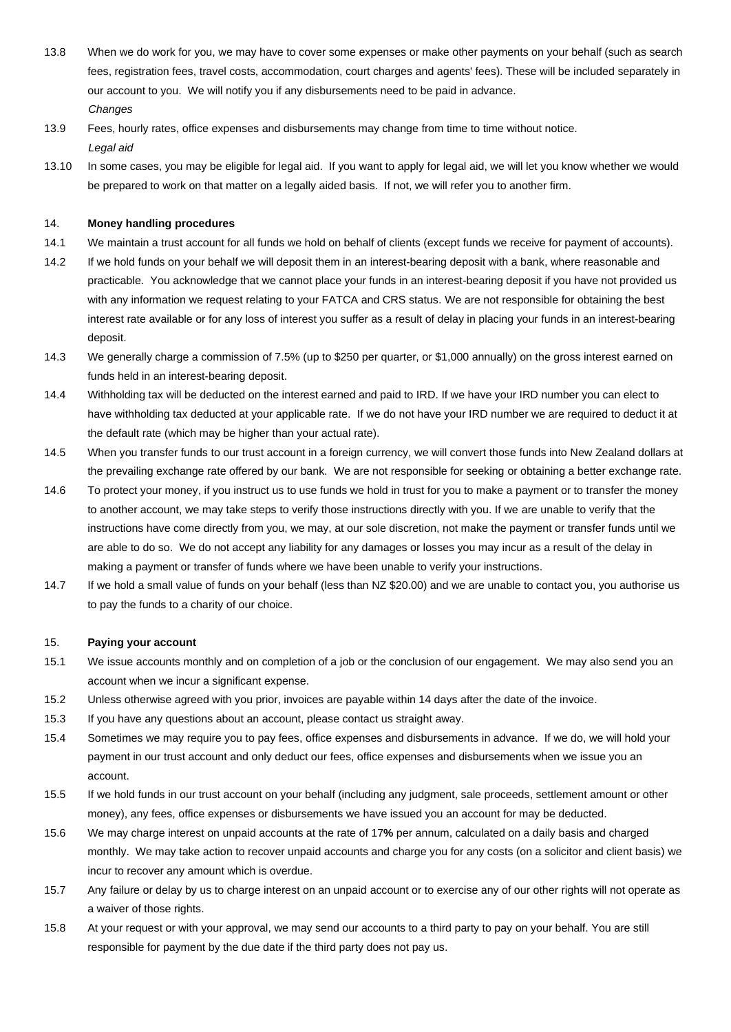13.8 When we do work for you, we may have to cover some expenses or make other payments on your behalf (such as search fees, registration fees, travel costs, accommodation, court charges and agents' fees). These will be included separately in our account to you. We will notify you if any disbursements need to be paid in advance.

*Changes*

13.9 Fees, hourly rates, office expenses and disbursements may change from time to time without notice.

*Legal aid*

13.10 In some cases, you may be eligible for legal aid. If you want to apply for legal aid, we will let you know whether we would be prepared to work on that matter on a legally aided basis. If not, we will refer you to another firm.

14. **Money handling procedures**

14.1 We maintain a trust account for all funds we hold on behalf of clients (except funds we receive for payment of accounts).

14.2 If we hold funds on your behalf we will deposit them in an interest-bearing deposit with a bank, where reasonable and practicable. You acknowledge that we cannot place your funds in an interest-bearing deposit if you have not provided us with any information we request relating to your FATCA and CRS status. We are not responsible for obtaining the best interest rate available or for any loss of interest you suffer as a result of delay in placing your funds in an interest-bearing deposit.

14.3 We generally charge a commission of 7.5% (up to $250 per quarter, or $1,000 annually) on the gross interest earned on funds held in an interest-bearing deposit.

14.4 Withholding tax will be deducted on the interest earned and paid to IRD. If we have your IRD number you can elect to have withholding tax deducted at your applicable rate. If we do not have your IRD number we are required to deduct it at the default rate (which may be higher than your actual rate).

14.5 When you transfer funds to our trust account in a foreign currency, we will convert those funds into New Zealand dollars at the prevailing exchange rate offered by our bank. We are not responsible for seeking or obtaining a better exchange rate.

14.6 To protect your money, if you instruct us to use funds we hold in trust for you to make a payment or to transfer the money to another account, we may take steps to verify those instructions directly with you. If we are unable to verify that the instructions have come directly from you, we may, at our sole discretion, not make the payment or transfer funds until we are able to do so. We do not accept any liability for any damages or losses you may incur as a result of the delay in making a payment or transfer of funds where we have been unable to verify your instructions.

14.7 If we hold a small value of funds on your behalf (less than NZ $20.00) and we are unable to contact you, you authorise us to pay the funds to a charity of our choice.

15. **Paying your account**

15.1 We issue accounts monthly and on completion of a job or the conclusion of our engagement. We may also send you an account when we incur a significant expense.

15.2 Unless otherwise agreed with you prior, invoices are payable within 14 days after the date of the invoice.

15.3 If you have any questions about an account, please contact us straight away.

15.4 Sometimes we may require you to pay fees, office expenses and disbursements in advance. If we do, we will hold your payment in our trust account and only deduct our fees, office expenses and disbursements when we issue you an account.

15.5 If we hold funds in our trust account on your behalf (including any judgment, sale proceeds, settlement amount or other money), any fees, office expenses or disbursements we have issued you an account for may be deducted.

15.6 We may charge interest on unpaid accounts at the rate of 17**%** per annum, calculated on a daily basis and charged monthly. We may take action to recover unpaid accounts and charge you for any costs (on a solicitor and client basis) we incur to recover any amount which is overdue.

15.7 Any failure or delay by us to charge interest on an unpaid account or to exercise any of our other rights will not operate as a waiver of those rights.

15.8 At your request or with your approval, we may send our accounts to a third party to pay on your behalf. You are still responsible for payment by the due date if the third party does not pay us.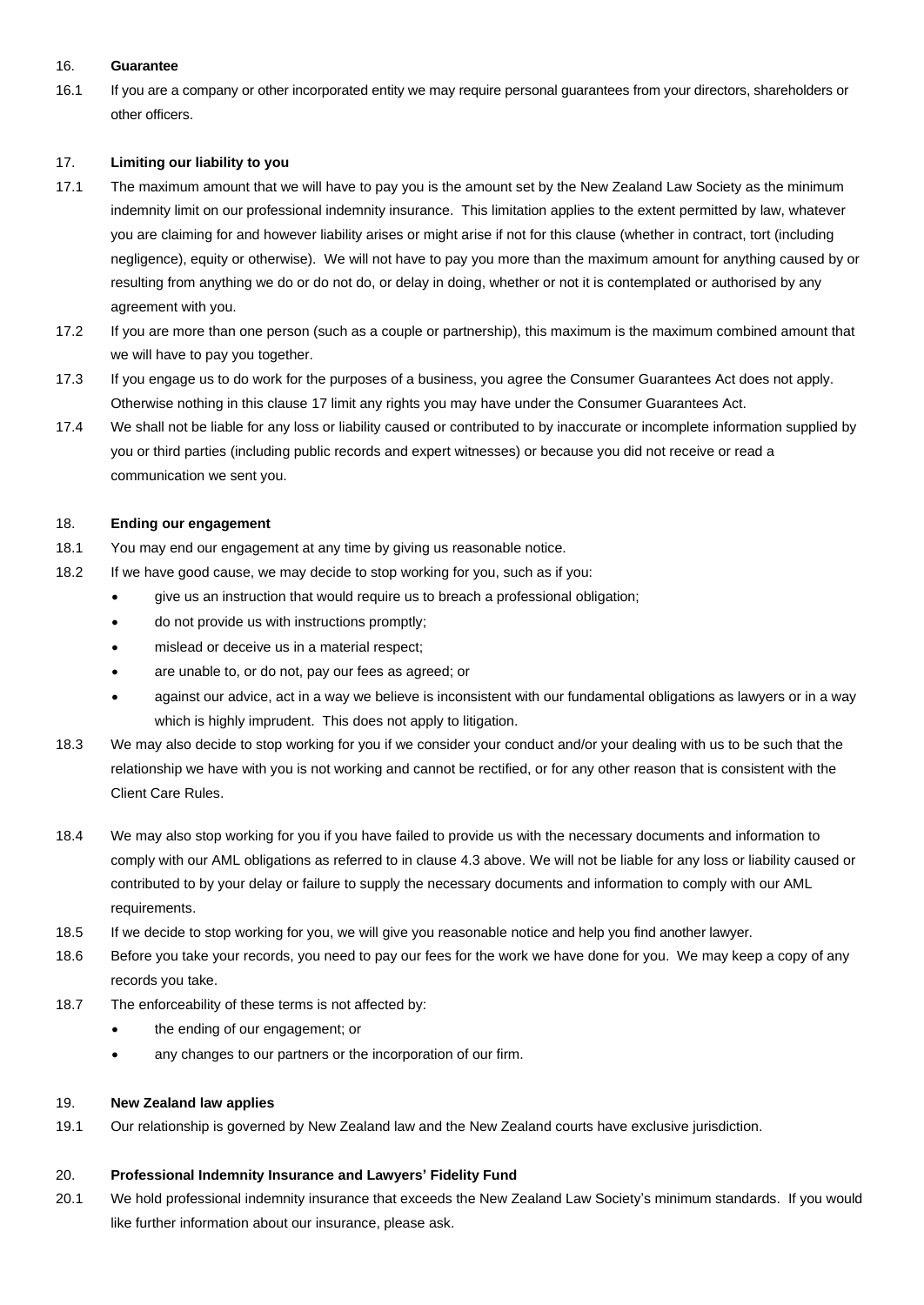16. **Guarantee**

16.1 If you are a company or other incorporated entity we may require personal guarantees from your directors, shareholders or other officers.

17. **Limiting our liability to you**

17.1 The maximum amount that we will have to pay you is the amount set by the New Zealand Law Society as the minimum indemnity limit on our professional indemnity insurance. This limitation applies to the extent permitted by law, whatever you are claiming for and however liability arises or might arise if not for this clause (whether in contract, tort (including negligence), equity or otherwise). We will not have to pay you more than the maximum amount for anything caused by or resulting from anything we do or do not do, or delay in doing, whether or not it is contemplated or authorised by any agreement with you.

17.2 If you are more than one person (such as a couple or partnership), this maximum is the maximum combined amount that we will have to pay you together.

17.3 If you engage us to do work for the purposes of a business, you agree the Consumer Guarantees Act does not apply. Otherwise nothing in this clause 17 limit any rights you may have under the Consumer Guarantees Act.

17.4 We shall not be liable for any loss or liability caused or contributed to by inaccurate or incomplete information supplied by you or third parties (including public records and expert witnesses) or because you did not receive or read a communication we sent you.

18. **Ending our engagement**

18.1 You may end our engagement at any time by giving us reasonable notice.

18.2 If we have good cause, we may decide to stop working for you, such as if you:

- give us an instruction that would require us to breach a professional obligation;
- do not provide us with instructions promptly;
- mislead or deceive us in a material respect;
- are unable to, or do not, pay our fees as agreed; or
- against our advice, act in a way we believe is inconsistent with our fundamental obligations as lawyers or in a way which is highly imprudent. This does not apply to litigation.

18.3 We may also decide to stop working for you if we consider your conduct and/or your dealing with us to be such that the relationship we have with you is not working and cannot be rectified, or for any other reason that is consistent with the Client Care Rules.

18.4 We may also stop working for you if you have failed to provide us with the necessary documents and information to comply with our AML obligations as referred to in clause 4.3 above. We will not be liable for any loss or liability caused or contributed to by your delay or failure to supply the necessary documents and information to comply with our AML requirements.

18.5 If we decide to stop working for you, we will give you reasonable notice and help you find another lawyer.

18.6 Before you take your records, you need to pay our fees for the work we have done for you. We may keep a copy of any records you take.

18.7 The enforceability of these terms is not affected by:

- the ending of our engagement; or
- any changes to our partners or the incorporation of our firm.

19. **New Zealand law applies**

19.1 Our relationship is governed by New Zealand law and the New Zealand courts have exclusive jurisdiction.

20. **Professional Indemnity Insurance and Lawyers' Fidelity Fund**

20.1 We hold professional indemnity insurance that exceeds the New Zealand Law Society's minimum standards. If you would like further information about our insurance, please ask.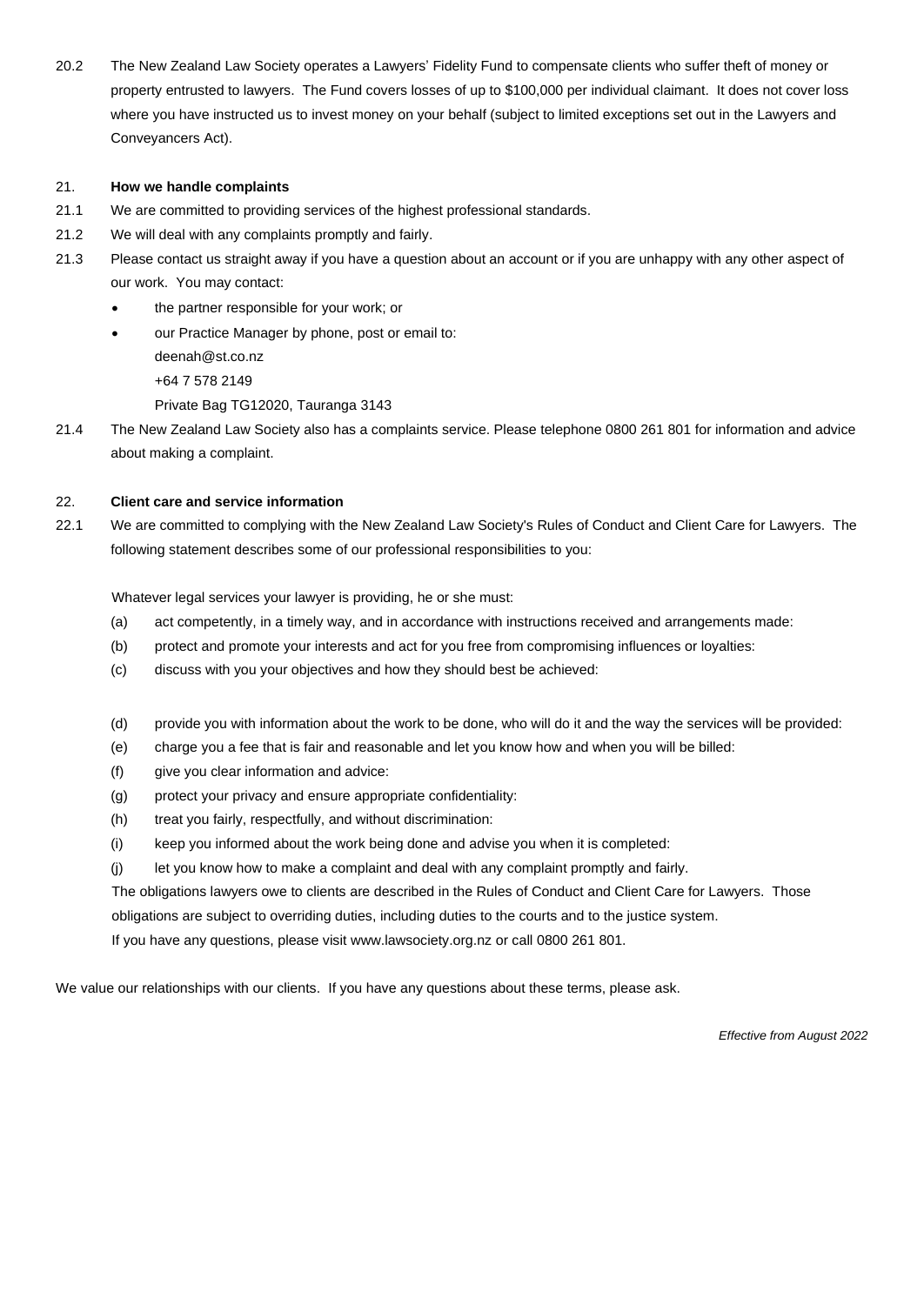20.2 The New Zealand Law Society operates a Lawyers' Fidelity Fund to compensate clients who suffer theft of money or property entrusted to lawyers. The Fund covers losses of up to $100,000 per individual claimant. It does not cover loss where you have instructed us to invest money on your behalf (subject to limited exceptions set out in the Lawyers and Conveyancers Act).

21. **How we handle complaints**

21.1 We are committed to providing services of the highest professional standards.

21.2 We will deal with any complaints promptly and fairly.

21.3 Please contact us straight away if you have a question about an account or if you are unhappy with any other aspect of our work. You may contact:

- the partner responsible for your work; or
- our Practice Manager by phone, post or email to:
  deenah@st.co.nz
  +64 7 578 2149
  Private Bag TG12020, Tauranga 3143

21.4 The New Zealand Law Society also has a complaints service. Please telephone 0800 261 801 for information and advice about making a complaint.

22. **Client care and service information**

22.1 We are committed to complying with the New Zealand Law Society's Rules of Conduct and Client Care for Lawyers. The following statement describes some of our professional responsibilities to you:

Whatever legal services your lawyer is providing, he or she must:

(a) act competently, in a timely way, and in accordance with instructions received and arrangements made:

(b) protect and promote your interests and act for you free from compromising influences or loyalties:

(c) discuss with you your objectives and how they should best be achieved:

(d) provide you with information about the work to be done, who will do it and the way the services will be provided:

(e) charge you a fee that is fair and reasonable and let you know how and when you will be billed:

(f) give you clear information and advice:

(g) protect your privacy and ensure appropriate confidentiality:

(h) treat you fairly, respectfully, and without discrimination:

(i) keep you informed about the work being done and advise you when it is completed:

(j) let you know how to make a complaint and deal with any complaint promptly and fairly.

The obligations lawyers owe to clients are described in the Rules of Conduct and Client Care for Lawyers. Those obligations are subject to overriding duties, including duties to the courts and to the justice system.

If you have any questions, please visit www.lawsociety.org.nz or call 0800 261 801.

We value our relationships with our clients. If you have any questions about these terms, please ask.

*Effective from August 2022*